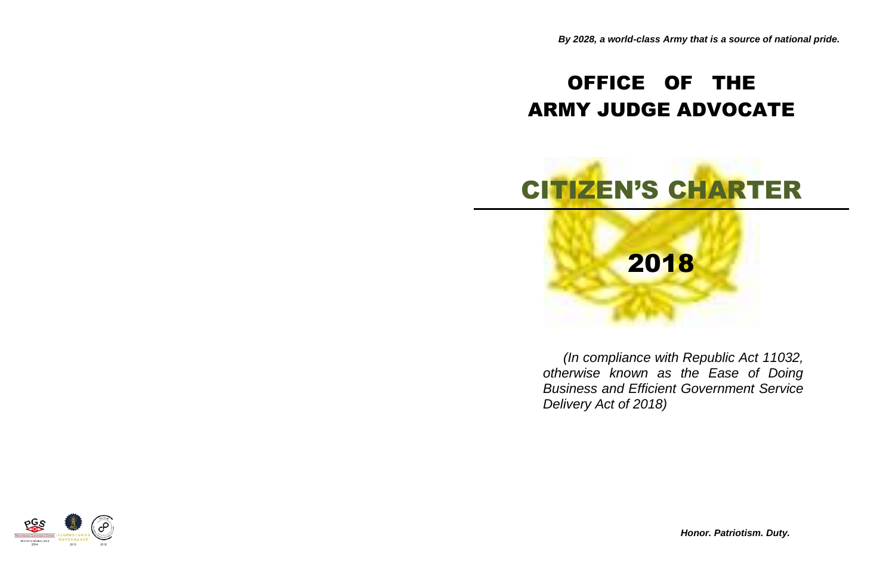*By 2028, a world-class Army that is a source of national pride.*

# OFFICE OF THE ARMY JUDGE ADVOCATE

# CITIZEN'S CHARTER

## 2018

*(In compliance with Republic Act 11032, otherwise known as the Ease of Doing Business and Efficient Government Service Delivery Act of 2018)*

*Honor. Patriotism. Duty.*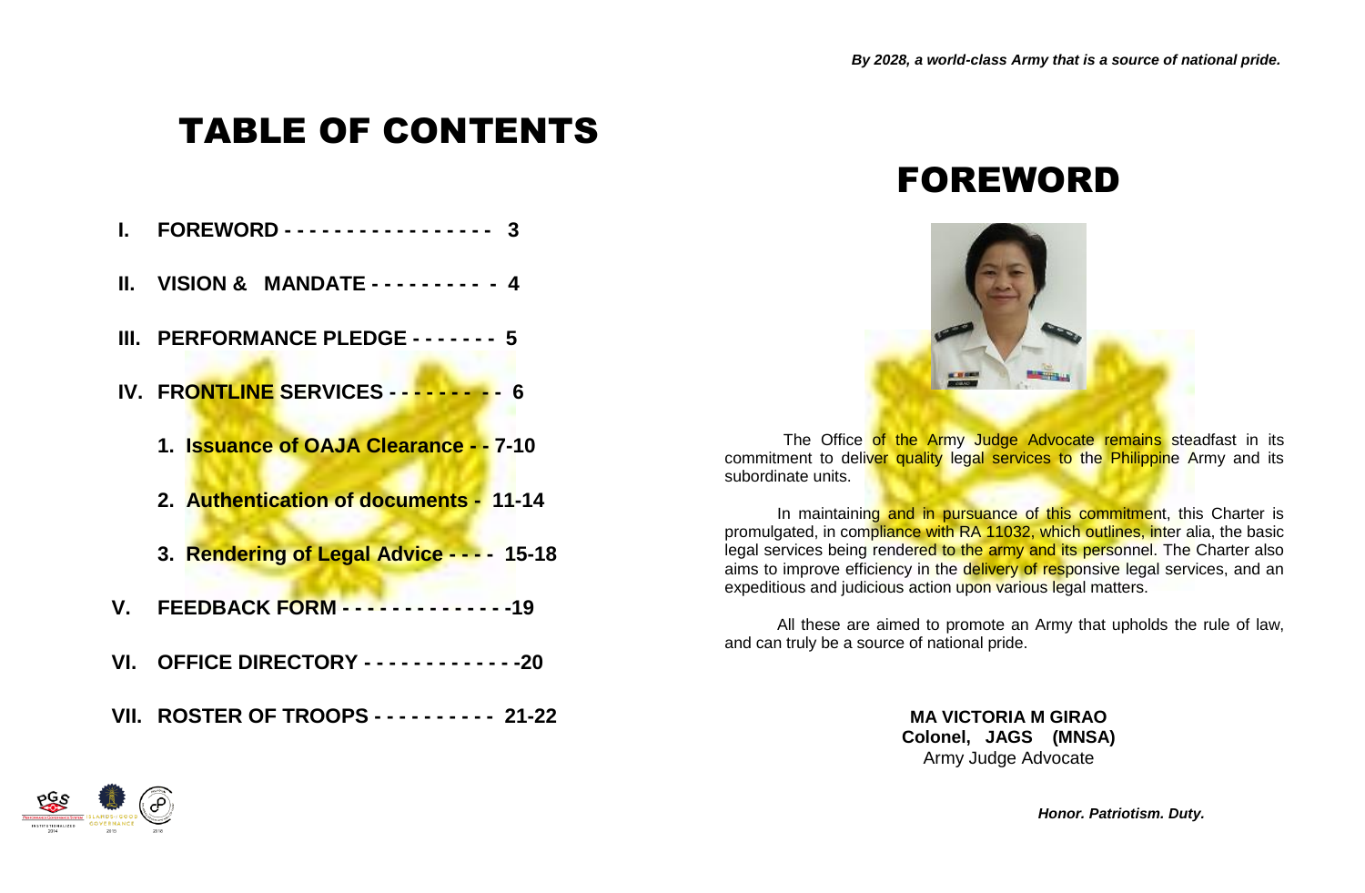*By 2028, a world-class Army that is a source of national pride.*

# TABLE OF CONTENTS

- **I. FOREWORD - - - - - - - - - - - - - - - - 3**
- **II. VISION & MANDATE - - - - - - - - - - 4**
- **III. PERFORMANCE PLEDGE - - - - - - - 5**
- **IV. FRONTLINE SERVICES - - - - - - - - - 6**
  1. **Issuance of OAJA Clearance - - 7-10**
  2. **Authentication of documents - 11-14**
  3. **Rendering of Legal Advice - - - - 15-18**
- **V. FEEDBACK FORM - - - - - - - - - - - - - -19**
- **VI. OFFICE DIRECTORY - - - - - - - - - - - - -20**
- **VII. ROSTER OF TROOPS - - - - - - - - - - 21-22**

# FOREWORD

The Office of the Army Judge Advocate remains steadfast in its commitment to deliver quality legal services to the Philippine Army and its subordinate units.

In maintaining and in pursuance of this commitment, this Charter is promulgated, in compliance with RA 11032, which outlines, inter alia, the basic legal services being rendered to the army and its personnel. The Charter also aims to improve efficiency in the delivery of responsive legal services, and an expeditious and judicious action upon various legal matters.

All these are aimed to promote an Army that upholds the rule of law, and can truly be a source of national pride.

**MA VICTORIA M GIRAO**
**Colonel, JAGS (MNSA)**
Army Judge Advocate

***Honor. Patriotism. Duty.***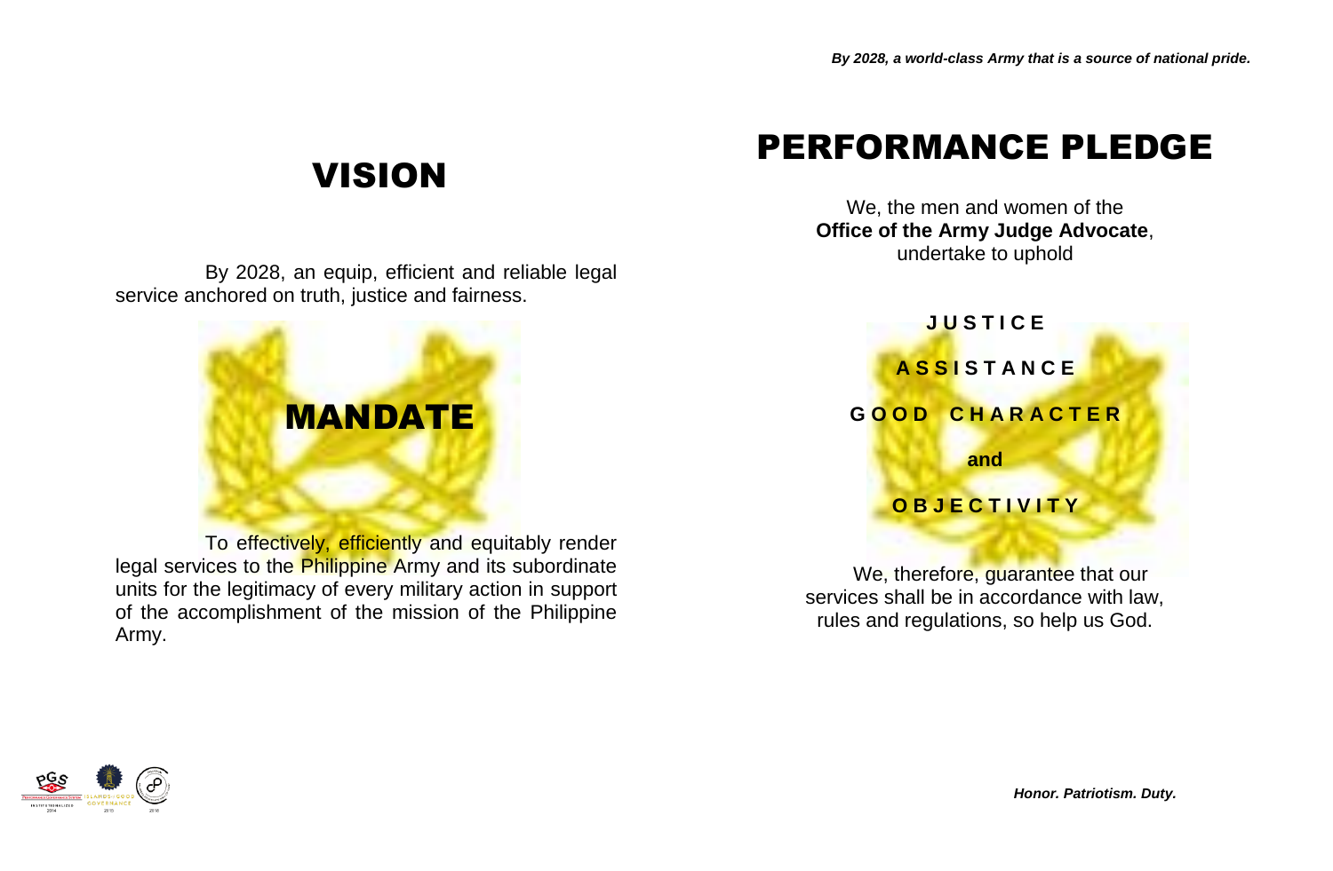# VISION

By 2028, an equip, efficient and reliable legal service anchored on truth, justice and fairness.

# MANDATE

To effectively, efficiently and equitably render legal services to the Philippine Army and its subordinate units for the legitimacy of every military action in support of the accomplishment of the mission of the Philippine Army.

# PERFORMANCE PLEDGE

We, the men and women of the **Office of the Army Judge Advocate**, undertake to uphold

**J U S T I C E**

**A S S I S T A N C E**

**G O O D  C H A R A C T E R**

**and**

**O B J E C T I V I T Y**

We, therefore, guarantee that our services shall be in accordance with law, rules and regulations, so help us God.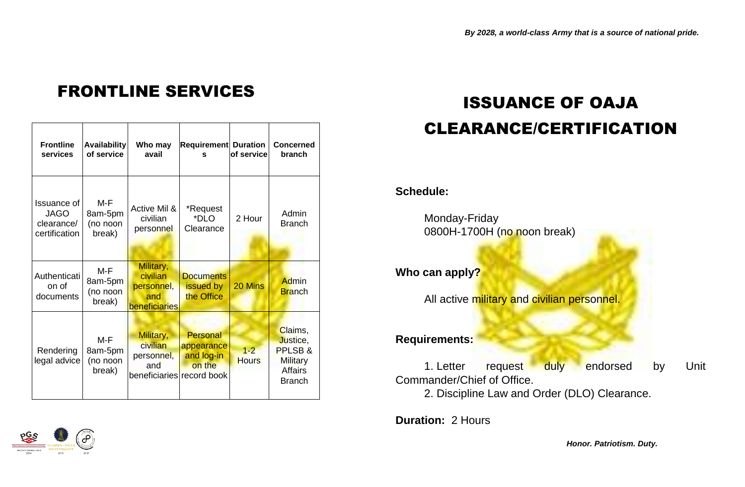*By 2028, a world-class Army that is a source of national pride.*

# FRONTLINE SERVICES

| Frontline services | Availability of service | Who may avail | Requirements | Duration of service | Concerned branch |
|---|---|---|---|---|---|
| Issuance of JAGO clearance/ certification | M-F 8am-5pm (no noon break) | Active Mil & civilian personnel | *Request *DLO Clearance | 2 Hour | Admin Branch |
| Authentication of documents | M-F 8am-5pm (no noon break) | Military, civilian personnel, and beneficiaries | Documents issued by the Office | 20 Mins | Admin Branch |
| Rendering legal advice | M-F 8am-5pm (no noon break) | Military, civilian personnel, and beneficiaries | Personal appearance and log-in on the record book | 1-2 Hours | Claims, Justice, PPLSB & Military Affairs Branch |

# ISSUANCE OF OAJA CLEARANCE/CERTIFICATION

**Schedule:**

Monday-Friday
0800H-1700H (no noon break)

**Who can apply?**

All active military and civilian personnel.

**Requirements:**

1. Letter request duly endorsed by Unit Commander/Chief of Office.
2. Discipline Law and Order (DLO) Clearance.

**Duration:** 2 Hours

*Honor. Patriotism. Duty.*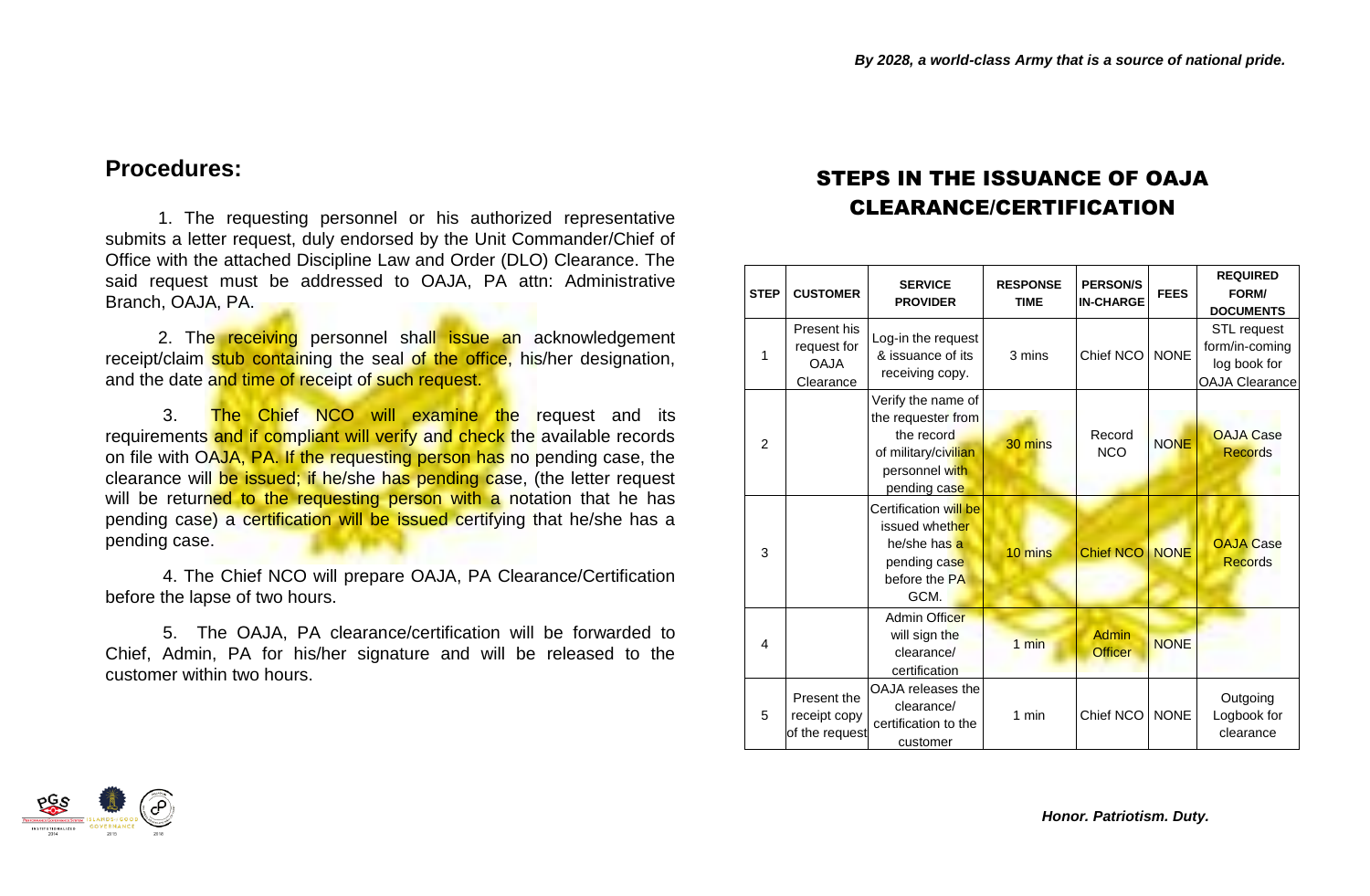## Procedures:

1. The requesting personnel or his authorized representative submits a letter request, duly endorsed by the Unit Commander/Chief of Office with the attached Discipline Law and Order (DLO) Clearance. The said request must be addressed to OAJA, PA attn: Administrative Branch, OAJA, PA.

2. The receiving personnel shall issue an acknowledgement receipt/claim stub containing the seal of the office, his/her designation, and the date and time of receipt of such request.

3. The Chief NCO will examine the request and its requirements and if compliant will verify and check the available records on file with OAJA, PA. If the requesting person has no pending case, the clearance will be issued; if he/she has pending case, (the letter request will be returned to the requesting person with a notation that he has pending case) a certification will be issued certifying that he/she has a pending case.

4. The Chief NCO will prepare OAJA, PA Clearance/Certification before the lapse of two hours.

5. The OAJA, PA clearance/certification will be forwarded to Chief, Admin, PA for his/her signature and will be released to the customer within two hours.

## STEPS IN THE ISSUANCE OF OAJA CLEARANCE/CERTIFICATION

| STEP | CUSTOMER | SERVICE PROVIDER | RESPONSE TIME | PERSON/S IN-CHARGE | FEES | REQUIRED FORM/ DOCUMENTS |
|---|---|---|---|---|---|---|
| 1 | Present his request for OAJA Clearance | Log-in the request & issuance of its receiving copy. | 3 mins | Chief NCO | NONE | STL request form/in-coming log book for OAJA Clearance |
| 2 | | Verify the name of the requester from the record of military/civilian personnel with pending case | 30 mins | Record NCO | NONE | OAJA Case Records |
| 3 | | Certification will be issued whether he/she has a pending case before the PA GCM. | 10 mins | Chief NCO | NONE | OAJA Case Records |
| 4 | | Admin Officer will sign the clearance/ certification | 1 min | Admin Officer | NONE | |
| 5 | Present the receipt copy of the request | OAJA releases the clearance/ certification to the customer | 1 min | Chief NCO | NONE | Outgoing Logbook for clearance |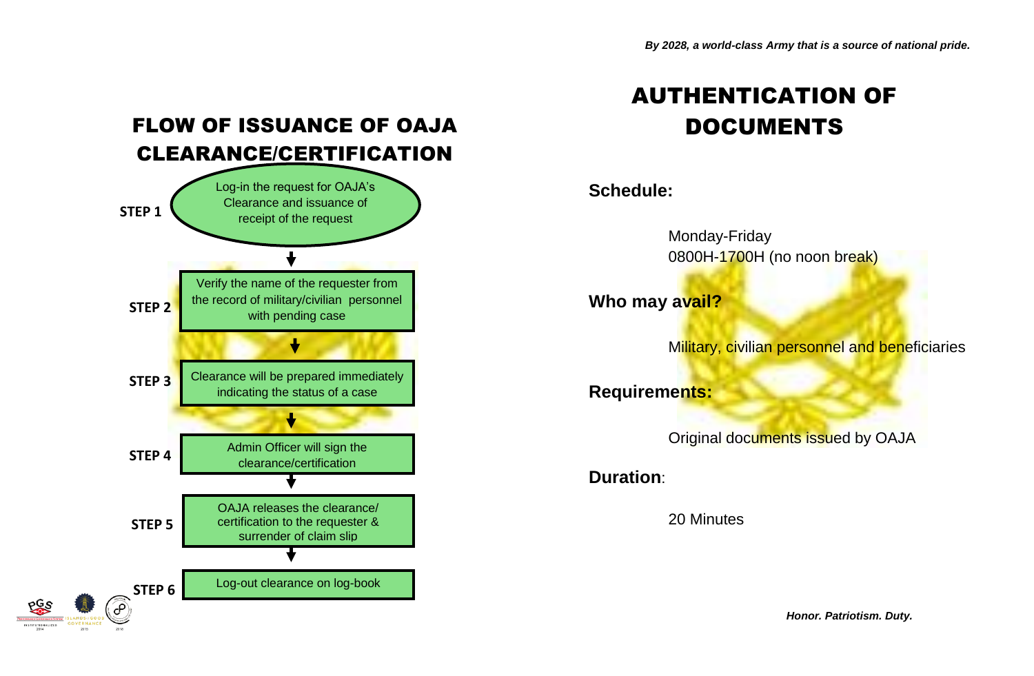*By 2028, a world-class Army that is a source of national pride.*

## FLOW OF ISSUANCE OF OAJA CLEARANCE/CERTIFICATION

**STEP 1** — Log-in the request for OAJA's Clearance and issuance of receipt of the request

↓

**STEP 2** — Verify the name of the requester from the record of military/civilian personnel with pending case

↓

**STEP 3** — Clearance will be prepared immediately indicating the status of a case

↓

**STEP 4** — Admin Officer will sign the clearance/certification

↓

**STEP 5** — OAJA releases the clearance/ certification to the requester & surrender of claim slip

↓

**STEP 6** — Log-out clearance on log-book

## AUTHENTICATION OF DOCUMENTS

**Schedule:**

Monday-Friday
0800H-1700H (no noon break)

**Who may avail?**

Military, civilian personnel and beneficiaries

**Requirements:**

Original documents issued by OAJA

**Duration**:

20 Minutes

*Honor. Patriotism. Duty.*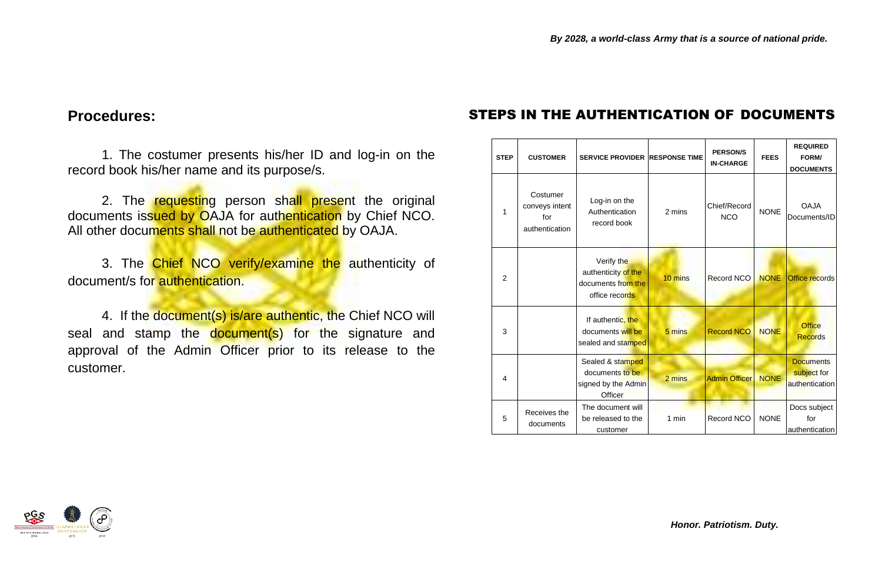## Procedures:

1. The costumer presents his/her ID and log-in on the record book his/her name and its purpose/s.

2. The requesting person shall present the original documents issued by OAJA for authentication by Chief NCO. All other documents shall not be authenticated by OAJA.

3. The Chief NCO verify/examine the authenticity of document/s for authentication.

4. If the document(s) is/are authentic, the Chief NCO will seal and stamp the document(s) for the signature and approval of the Admin Officer prior to its release to the customer.

## STEPS IN THE AUTHENTICATION OF DOCUMENTS

| STEP | CUSTOMER | SERVICE PROVIDER | RESPONSE TIME | PERSON/S IN-CHARGE | FEES | REQUIRED FORM/ DOCUMENTS |
|---|---|---|---|---|---|---|
| 1 | Costumer conveys intent for authentication | Log-in on the Authentication record book | 2 mins | Chief/Record NCO | NONE | OAJA Documents/ID |
| 2 | | Verify the authenticity of the documents from the office records | 10 mins | Record NCO | NONE | Office records |
| 3 | | If authentic, the documents will be sealed and stamped | 5 mins | Record NCO | NONE | Office Records |
| 4 | | Sealed & stamped documents to be signed by the Admin Officer | 2 mins | Admin Officer | NONE | Documents subject for authentication |
| 5 | Receives the documents | The document will be released to the customer | 1 min | Record NCO | NONE | Docs subject for authentication |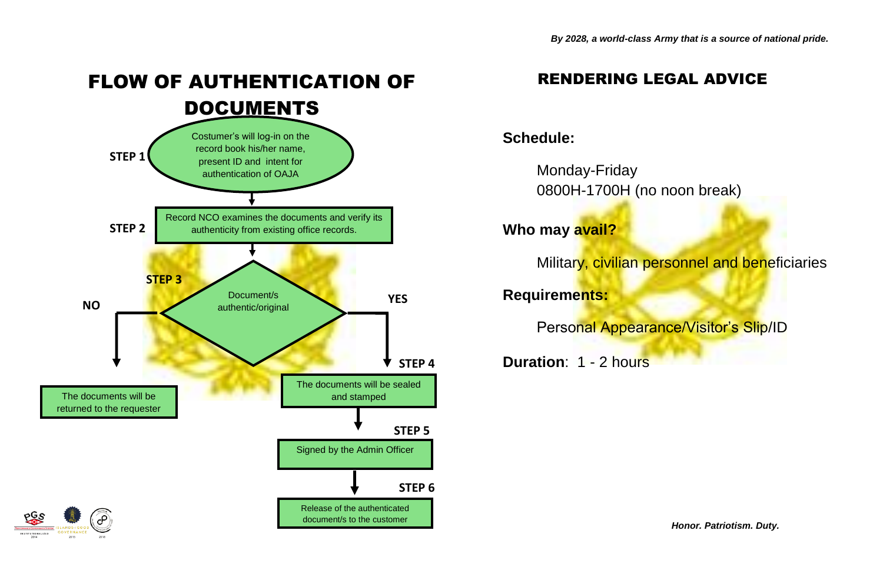*By 2028, a world-class Army that is a source of national pride.*

# FLOW OF AUTHENTICATION OF DOCUMENTS

**STEP 1** Costumer's will log-in on the record book his/her name, present ID and intent for authentication of OAJA

**STEP 2** Record NCO examines the documents and verify its authenticity from existing office records.

**STEP 3** Document/s authentic/original

- **NO** — The documents will be returned to the requester
- **YES** —
  - **STEP 4** The documents will be sealed and stamped
  - **STEP 5** Signed by the Admin Officer
  - **STEP 6** Release of the authenticated document/s to the customer

# RENDERING LEGAL ADVICE

**Schedule:**

Monday-Friday
0800H-1700H (no noon break)

**Who may avail?**

Military, civilian personnel and beneficiaries

**Requirements:**

Personal Appearance/Visitor's Slip/ID

**Duration**: 1 - 2 hours

*Honor. Patriotism. Duty.*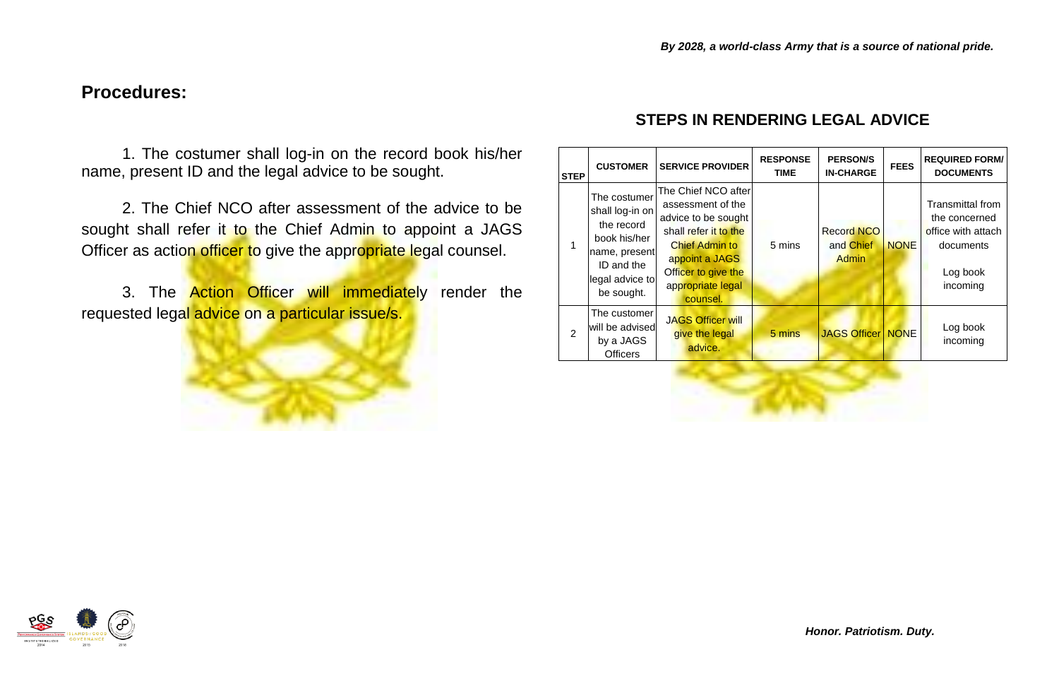## Procedures:

1. The costumer shall log-in on the record book his/her name, present ID and the legal advice to be sought.

2. The Chief NCO after assessment of the advice to be sought shall refer it to the Chief Admin to appoint a JAGS Officer as action officer to give the appropriate legal counsel.

3. The Action Officer will immediately render the requested legal advice on a particular issue/s.

## STEPS IN RENDERING LEGAL ADVICE

| STEP | CUSTOMER | SERVICE PROVIDER | RESPONSE TIME | PERSON/S IN-CHARGE | FEES | REQUIRED FORM/ DOCUMENTS |
|---|---|---|---|---|---|---|
| 1 | The costumer shall log-in on the record book his/her name, present ID and the legal advice to be sought. | The Chief NCO after assessment of the advice to be sought shall refer it to the Chief Admin to appoint a JAGS Officer to give the appropriate legal counsel. | 5 mins | Record NCO and Chief Admin | NONE | Transmittal from the concerned office with attach documents<br><br>Log book incoming |
| 2 | The customer will be advised by a JAGS Officers | JAGS Officer will give the legal advice. | 5 mins | JAGS Officer | NONE | Log book incoming |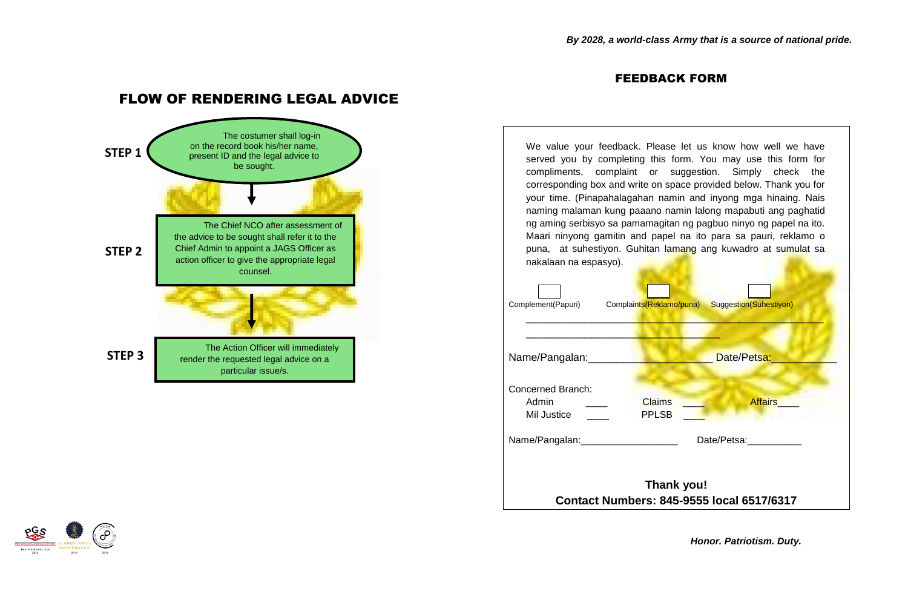*By 2028, a world-class Army that is a source of national pride.*

## FLOW OF RENDERING LEGAL ADVICE

**STEP 1**

The costumer shall log-in on the record book his/her name, present ID and the legal advice to be sought.

↓

**STEP 2**

The Chief NCO after assessment of the advice to be sought shall refer it to the Chief Admin to appoint a JAGS Officer as action officer to give the appropriate legal counsel.

↓

**STEP 3**

The Action Officer will immediately render the requested legal advice on a particular issue/s.

## FEEDBACK FORM

We value your feedback. Please let us know how well we have served you by completing this form. You may use this form for compliments, complaint or suggestion. Simply check the corresponding box and write on space provided below. Thank you for your time. (Pinapahalagahan namin and inyong mga hinaing. Nais naming malaman kung paaano namin lalong mapabuti ang paghatid ng aming serbisyo sa pamamagitan ng pagbuo ninyo ng papel na ito. Maari ninyong gamitin and papel na ito para sa pauri, reklamo o puna, at suhestiyon. Guhitan lamang ang kuwadro at sumulat sa nakalaan na espasyo).

☐ Complement(Papuri) ☐ Complaints(Reklamo/puna) ☐ Suggestion(Suhestiyon)

_______________________________________________________

___________________________________

Name/Pangalan:______________________ Date/Petsa:___________

Concerned Branch:

Admin ____ Claims ____ Affairs____

Mil Justice ____ PPLSB ____

Name/Pangalan:__________________ Date/Petsa:__________

**Thank you!**

**Contact Numbers: 845-9555 local 6517/6317**

*Honor. Patriotism. Duty.*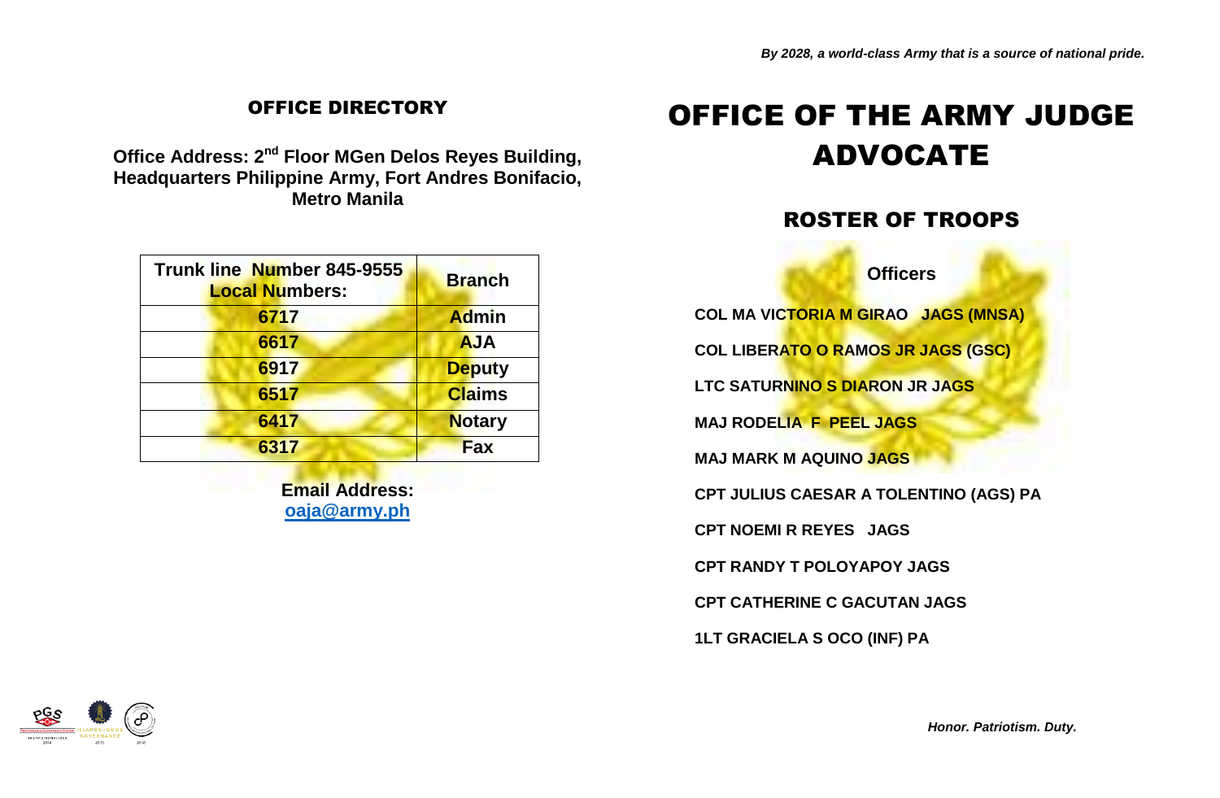*By 2028, a world-class Army that is a source of national pride.*

## OFFICE DIRECTORY

**Office Address: 2nd Floor MGen Delos Reyes Building, Headquarters Philippine Army, Fort Andres Bonifacio, Metro Manila**

| Trunk line Number 845-9555 Local Numbers: | Branch |
|---|---|
| 6717 | Admin |
| 6617 | AJA |
| 6917 | Deputy |
| 6517 | Claims |
| 6417 | Notary |
| 6317 | Fax |

**Email Address:**
**oaja@army.ph**

# OFFICE OF THE ARMY JUDGE ADVOCATE

## ROSTER OF TROOPS

### Officers

**COL MA VICTORIA M GIRAO JAGS (MNSA)**

**COL LIBERATO O RAMOS JR JAGS (GSC)**

**LTC SATURNINO S DIARON JR JAGS**

**MAJ RODELIA F PEEL JAGS**

**MAJ MARK M AQUINO JAGS**

**CPT JULIUS CAESAR A TOLENTINO (AGS) PA**

**CPT NOEMI R REYES JAGS**

**CPT RANDY T POLOYAPOY JAGS**

**CPT CATHERINE C GACUTAN JAGS**

**1LT GRACIELA S OCO (INF) PA**

*Honor. Patriotism. Duty.*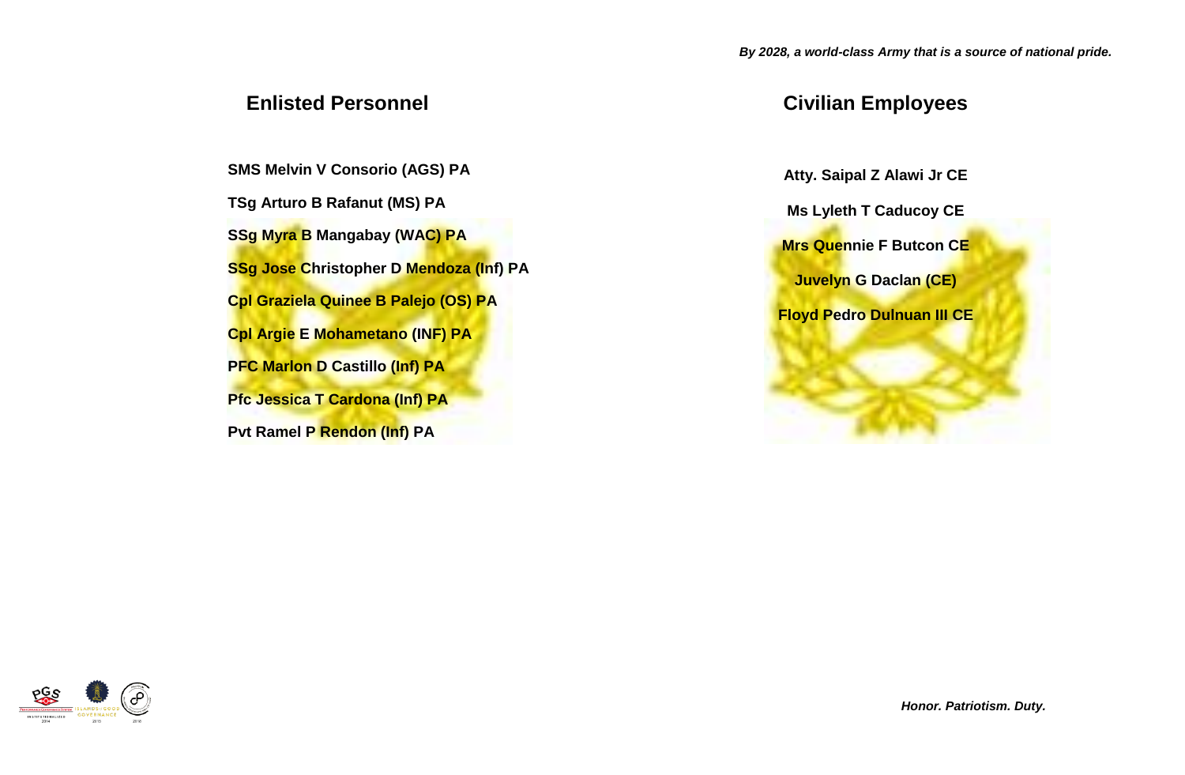## Enlisted Personnel

**SMS Melvin V Consorio (AGS) PA**

**TSg Arturo B Rafanut (MS) PA**

**SSg Myra B Mangabay (WAC) PA**

**SSg Jose Christopher D Mendoza (Inf) PA**

**Cpl Graziela Quinee B Palejo (OS) PA**

**Cpl Argie E Mohametano (INF) PA**

**PFC Marlon D Castillo (Inf) PA**

**Pfc Jessica T Cardona (Inf) PA**

**Pvt Ramel P Rendon (Inf) PA**

## Civilian Employees

**Atty. Saipal Z Alawi Jr CE**

**Ms Lyleth T Caducoy CE**

**Mrs Quennie F Butcon CE**

**Juvelyn G Daclan (CE)**

**Floyd Pedro Dulnuan III CE**